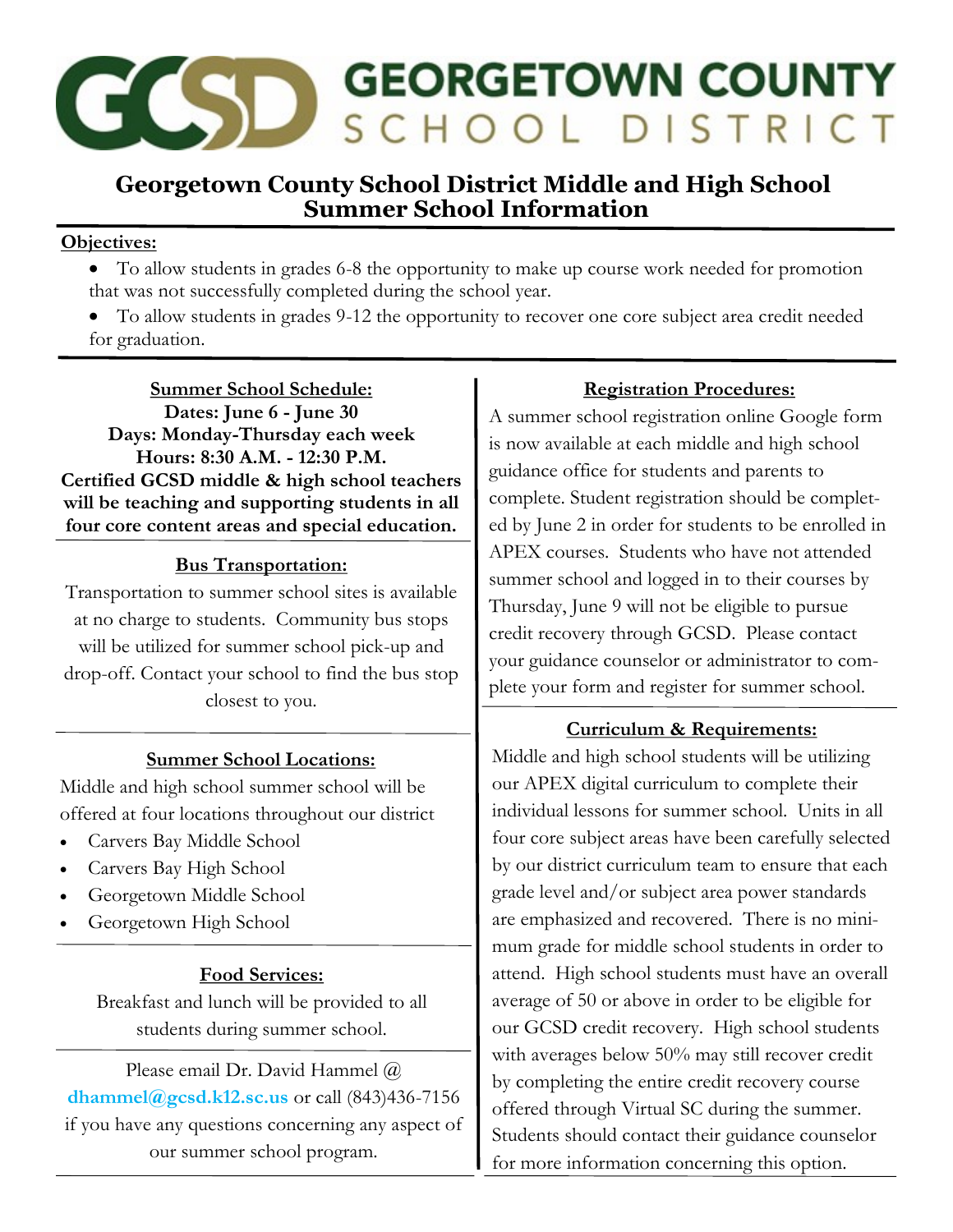# GCSD GEORGETOWN COUNTY SCHOOL DISTRICT

## Georgetown County School District Middle and High School Summer School Information

**Objectives:**

- To allow students in grades 6-8 the opportunity to make up course work needed for promotion that was not successfully completed during the school year.
- To allow students in grades 9-12 the opportunity to recover one core subject area credit needed for graduation.

### Summer School Schedule:

**Dates: June 6 - June 30**
**Days: Monday-Thursday each week**
**Hours: 8:30 A.M. - 12:30 P.M.**
**Certified GCSD middle & high school teachers will be teaching and supporting students in all four core content areas and special education.**

### Bus Transportation:

Transportation to summer school sites is available at no charge to students. Community bus stops will be utilized for summer school pick-up and drop-off. Contact your school to find the bus stop closest to you.

### Summer School Locations:

Middle and high school summer school will be offered at four locations throughout our district

- Carvers Bay Middle School
- Carvers Bay High School
- Georgetown Middle School
- Georgetown High School

### Food Services:

Breakfast and lunch will be provided to all students during summer school.

Please email Dr. David Hammel @ **dhammel@gcsd.k12.sc.us** or call (843)436-7156 if you have any questions concerning any aspect of our summer school program.

### Registration Procedures:

A summer school registration online Google form is now available at each middle and high school guidance office for students and parents to complete. Student registration should be completed by June 2 in order for students to be enrolled in APEX courses. Students who have not attended summer school and logged in to their courses by Thursday, June 9 will not be eligible to pursue credit recovery through GCSD. Please contact your guidance counselor or administrator to complete your form and register for summer school.

### Curriculum & Requirements:

Middle and high school students will be utilizing our APEX digital curriculum to complete their individual lessons for summer school. Units in all four core subject areas have been carefully selected by our district curriculum team to ensure that each grade level and/or subject area power standards are emphasized and recovered. There is no minimum grade for middle school students in order to attend. High school students must have an overall average of 50 or above in order to be eligible for our GCSD credit recovery. High school students with averages below 50% may still recover credit by completing the entire credit recovery course offered through Virtual SC during the summer. Students should contact their guidance counselor for more information concerning this option.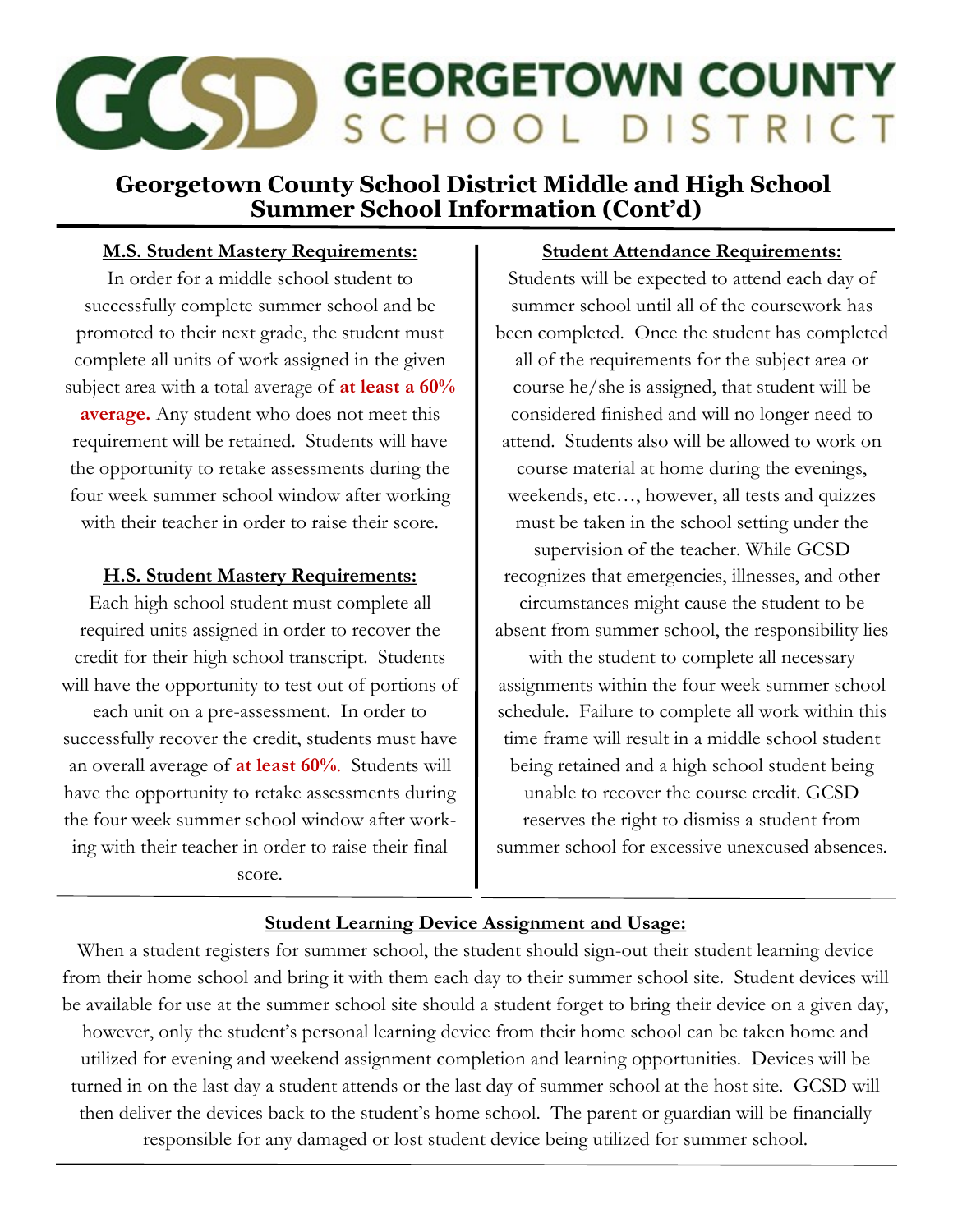# GEORGETOWN COUNTY SCHOOL DISTRICT

## Georgetown County School District Middle and High School Summer School Information (Cont'd)

### M.S. Student Mastery Requirements:

In order for a middle school student to successfully complete summer school and be promoted to their next grade, the student must complete all units of work assigned in the given subject area with a total average of **at least a 60% average.** Any student who does not meet this requirement will be retained. Students will have the opportunity to retake assessments during the four week summer school window after working with their teacher in order to raise their score.

### H.S. Student Mastery Requirements:

Each high school student must complete all required units assigned in order to recover the credit for their high school transcript. Students will have the opportunity to test out of portions of each unit on a pre-assessment. In order to successfully recover the credit, students must have an overall average of **at least 60%**. Students will have the opportunity to retake assessments during the four week summer school window after working with their teacher in order to raise their final score.

### Student Attendance Requirements:

Students will be expected to attend each day of summer school until all of the coursework has been completed. Once the student has completed all of the requirements for the subject area or course he/she is assigned, that student will be considered finished and will no longer need to attend. Students also will be allowed to work on course material at home during the evenings, weekends, etc…, however, all tests and quizzes must be taken in the school setting under the supervision of the teacher. While GCSD recognizes that emergencies, illnesses, and other circumstances might cause the student to be absent from summer school, the responsibility lies with the student to complete all necessary assignments within the four week summer school schedule. Failure to complete all work within this time frame will result in a middle school student being retained and a high school student being unable to recover the course credit. GCSD reserves the right to dismiss a student from summer school for excessive unexcused absences.

### Student Learning Device Assignment and Usage:

When a student registers for summer school, the student should sign-out their student learning device from their home school and bring it with them each day to their summer school site. Student devices will be available for use at the summer school site should a student forget to bring their device on a given day, however, only the student's personal learning device from their home school can be taken home and utilized for evening and weekend assignment completion and learning opportunities. Devices will be turned in on the last day a student attends or the last day of summer school at the host site. GCSD will then deliver the devices back to the student's home school. The parent or guardian will be financially responsible for any damaged or lost student device being utilized for summer school.